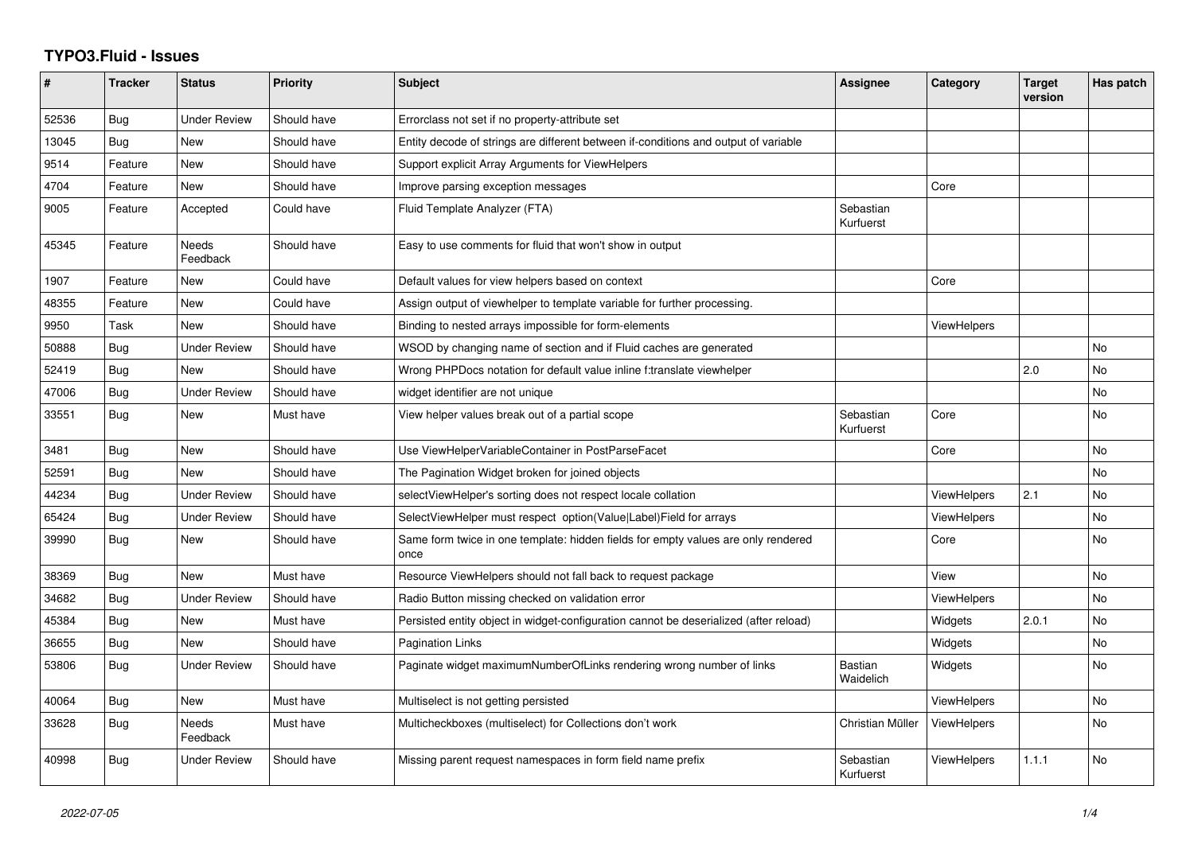# TYPO3.Fluid - Issues

| # | Tracker | Status | Priority | Subject | Assignee | Category | Target version | Has patch |
|---|---|---|---|---|---|---|---|---|
| 52536 | Bug | Under Review | Should have | Errorclass not set if no property-attribute set | | | | |
| 13045 | Bug | New | Should have | Entity decode of strings are different between if-conditions and output of variable | | | | |
| 9514 | Feature | New | Should have | Support explicit Array Arguments for ViewHelpers | | | | |
| 4704 | Feature | New | Should have | Improve parsing exception messages | | Core | | |
| 9005 | Feature | Accepted | Could have | Fluid Template Analyzer (FTA) | Sebastian Kurfuerst | | | |
| 45345 | Feature | Needs Feedback | Should have | Easy to use comments for fluid that won't show in output | | | | |
| 1907 | Feature | New | Could have | Default values for view helpers based on context | | Core | | |
| 48355 | Feature | New | Could have | Assign output of viewhelper to template variable for further processing. | | | | |
| 9950 | Task | New | Should have | Binding to nested arrays impossible for form-elements | | ViewHelpers | | |
| 50888 | Bug | Under Review | Should have | WSOD by changing name of section and if Fluid caches are generated | | | | No |
| 52419 | Bug | New | Should have | Wrong PHPDocs notation for default value inline f:translate viewhelper | | | 2.0 | No |
| 47006 | Bug | Under Review | Should have | widget identifier are not unique | | | | No |
| 33551 | Bug | New | Must have | View helper values break out of a partial scope | Sebastian Kurfuerst | Core | | No |
| 3481 | Bug | New | Should have | Use ViewHelperVariableContainer in PostParseFacet | | Core | | No |
| 52591 | Bug | New | Should have | The Pagination Widget broken for joined objects | | | | No |
| 44234 | Bug | Under Review | Should have | selectViewHelper's sorting does not respect locale collation | | ViewHelpers | 2.1 | No |
| 65424 | Bug | Under Review | Should have | SelectViewHelper must respect option(Value\|Label)Field for arrays | | ViewHelpers | | No |
| 39990 | Bug | New | Should have | Same form twice in one template: hidden fields for empty values are only rendered once | | Core | | No |
| 38369 | Bug | New | Must have | Resource ViewHelpers should not fall back to request package | | View | | No |
| 34682 | Bug | Under Review | Should have | Radio Button missing checked on validation error | | ViewHelpers | | No |
| 45384 | Bug | New | Must have | Persisted entity object in widget-configuration cannot be deserialized (after reload) | | Widgets | 2.0.1 | No |
| 36655 | Bug | New | Should have | Pagination Links | | Widgets | | No |
| 53806 | Bug | Under Review | Should have | Paginate widget maximumNumberOfLinks rendering wrong number of links | Bastian Waidelich | Widgets | | No |
| 40064 | Bug | New | Must have | Multiselect is not getting persisted | | ViewHelpers | | No |
| 33628 | Bug | Needs Feedback | Must have | Multicheckboxes (multiselect) for Collections don't work | Christian Müller | ViewHelpers | | No |
| 40998 | Bug | Under Review | Should have | Missing parent request namespaces in form field name prefix | Sebastian Kurfuerst | ViewHelpers | 1.1.1 | No |

2022-07-05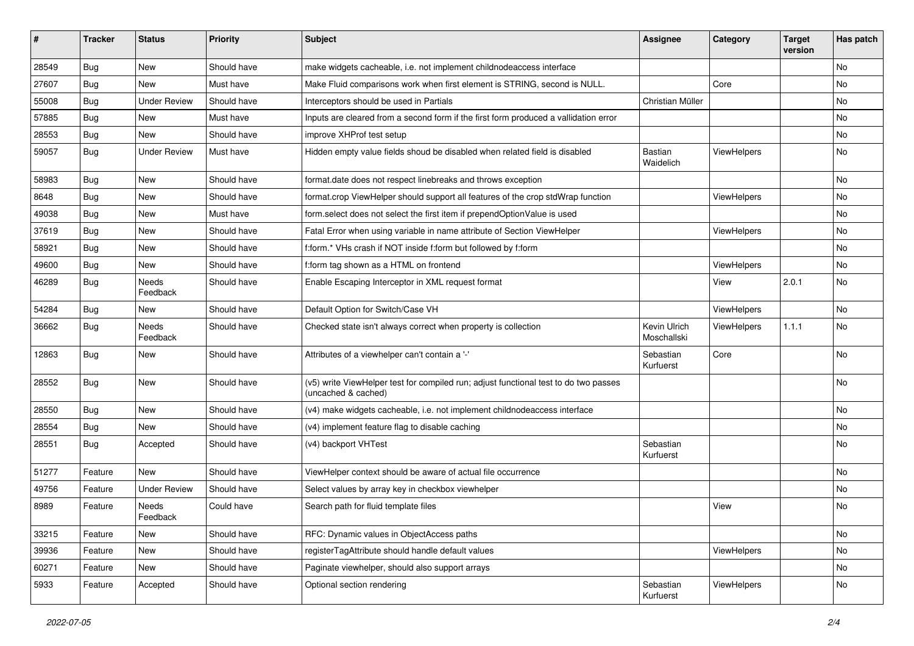| # | Tracker | Status | Priority | Subject | Assignee | Category | Target version | Has patch |
|---|---|---|---|---|---|---|---|---|
| 28549 | Bug | New | Should have | make widgets cacheable, i.e. not implement childnodeaccess interface | | | | No |
| 27607 | Bug | New | Must have | Make Fluid comparisons work when first element is STRING, second is NULL. | | Core | | No |
| 55008 | Bug | Under Review | Should have | Interceptors should be used in Partials | Christian Müller | | | No |
| 57885 | Bug | New | Must have | Inputs are cleared from a second form if the first form produced a vallidation error | | | | No |
| 28553 | Bug | New | Should have | improve XHProf test setup | | | | No |
| 59057 | Bug | Under Review | Must have | Hidden empty value fields shoud be disabled when related field is disabled | Bastian Waidelich | ViewHelpers | | No |
| 58983 | Bug | New | Should have | format.date does not respect linebreaks and throws exception | | | | No |
| 8648 | Bug | New | Should have | format.crop ViewHelper should support all features of the crop stdWrap function | | ViewHelpers | | No |
| 49038 | Bug | New | Must have | form.select does not select the first item if prependOptionValue is used | | | | No |
| 37619 | Bug | New | Should have | Fatal Error when using variable in name attribute of Section ViewHelper | | ViewHelpers | | No |
| 58921 | Bug | New | Should have | f:form.* VHs crash if NOT inside f:form but followed by f:form | | | | No |
| 49600 | Bug | New | Should have | f:form tag shown as a HTML on frontend | | ViewHelpers | | No |
| 46289 | Bug | Needs Feedback | Should have | Enable Escaping Interceptor in XML request format | | View | 2.0.1 | No |
| 54284 | Bug | New | Should have | Default Option for Switch/Case VH | | ViewHelpers | | No |
| 36662 | Bug | Needs Feedback | Should have | Checked state isn't always correct when property is collection | Kevin Ulrich Moschallski | ViewHelpers | 1.1.1 | No |
| 12863 | Bug | New | Should have | Attributes of a viewhelper can't contain a '-' | Sebastian Kurfuerst | Core | | No |
| 28552 | Bug | New | Should have | (v5) write ViewHelper test for compiled run; adjust functional test to do two passes (uncached & cached) | | | | No |
| 28550 | Bug | New | Should have | (v4) make widgets cacheable, i.e. not implement childnodeaccess interface | | | | No |
| 28554 | Bug | New | Should have | (v4) implement feature flag to disable caching | | | | No |
| 28551 | Bug | Accepted | Should have | (v4) backport VHTest | Sebastian Kurfuerst | | | No |
| 51277 | Feature | New | Should have | ViewHelper context should be aware of actual file occurrence | | | | No |
| 49756 | Feature | Under Review | Should have | Select values by array key in checkbox viewhelper | | | | No |
| 8989 | Feature | Needs Feedback | Could have | Search path for fluid template files | | View | | No |
| 33215 | Feature | New | Should have | RFC: Dynamic values in ObjectAccess paths | | | | No |
| 39936 | Feature | New | Should have | registerTagAttribute should handle default values | | ViewHelpers | | No |
| 60271 | Feature | New | Should have | Paginate viewhelper, should also support arrays | | | | No |
| 5933 | Feature | Accepted | Should have | Optional section rendering | Sebastian Kurfuerst | ViewHelpers | | No |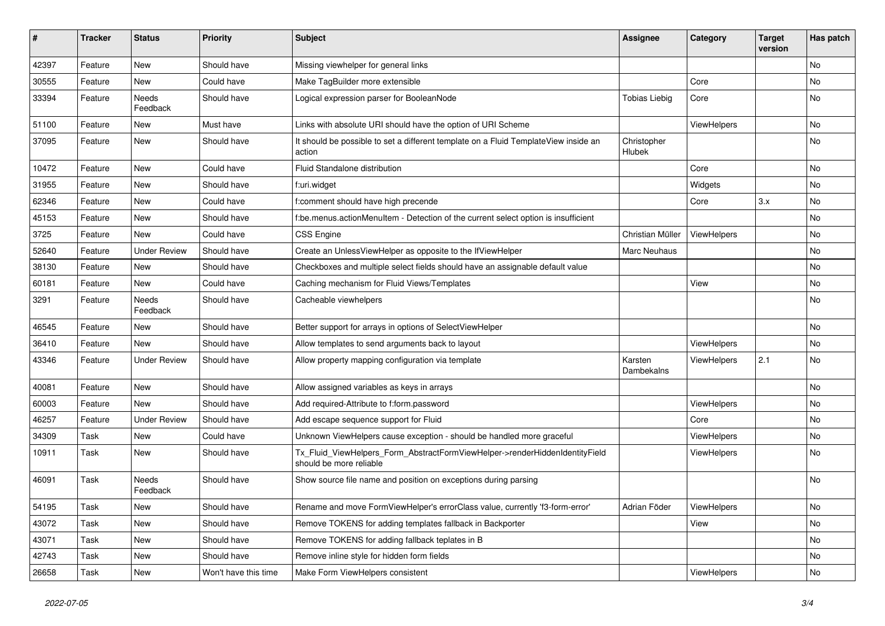| # | Tracker | Status | Priority | Subject | Assignee | Category | Target version | Has patch |
|---|---|---|---|---|---|---|---|---|
| 42397 | Feature | New | Should have | Missing viewhelper for general links | | | | No |
| 30555 | Feature | New | Could have | Make TagBuilder more extensible | | Core | | No |
| 33394 | Feature | Needs Feedback | Should have | Logical expression parser for BooleanNode | Tobias Liebig | Core | | No |
| 51100 | Feature | New | Must have | Links with absolute URI should have the option of URI Scheme | | ViewHelpers | | No |
| 37095 | Feature | New | Should have | It should be possible to set a different template on a Fluid TemplateView inside an action | Christopher Hlubek | | | No |
| 10472 | Feature | New | Could have | Fluid Standalone distribution | | Core | | No |
| 31955 | Feature | New | Should have | f:uri.widget | | Widgets | | No |
| 62346 | Feature | New | Could have | f:comment should have high precende | | Core | 3.x | No |
| 45153 | Feature | New | Should have | f:be.menus.actionMenuItem - Detection of the current select option is insufficient | | | | No |
| 3725 | Feature | New | Could have | CSS Engine | Christian Müller | ViewHelpers | | No |
| 52640 | Feature | Under Review | Should have | Create an UnlessViewHelper as opposite to the IfViewHelper | Marc Neuhaus | | | No |
| 38130 | Feature | New | Should have | Checkboxes and multiple select fields should have an assignable default value | | | | No |
| 60181 | Feature | New | Could have | Caching mechanism for Fluid Views/Templates | | View | | No |
| 3291 | Feature | Needs Feedback | Should have | Cacheable viewhelpers | | | | No |
| 46545 | Feature | New | Should have | Better support for arrays in options of SelectViewHelper | | | | No |
| 36410 | Feature | New | Should have | Allow templates to send arguments back to layout | | ViewHelpers | | No |
| 43346 | Feature | Under Review | Should have | Allow property mapping configuration via template | Karsten Dambekalns | ViewHelpers | 2.1 | No |
| 40081 | Feature | New | Should have | Allow assigned variables as keys in arrays | | | | No |
| 60003 | Feature | New | Should have | Add required-Attribute to f:form.password | | ViewHelpers | | No |
| 46257 | Feature | Under Review | Should have | Add escape sequence support for Fluid | | Core | | No |
| 34309 | Task | New | Could have | Unknown ViewHelpers cause exception - should be handled more graceful | | ViewHelpers | | No |
| 10911 | Task | New | Should have | Tx_Fluid_ViewHelpers_Form_AbstractFormViewHelper->renderHiddenIdentityField should be more reliable | | ViewHelpers | | No |
| 46091 | Task | Needs Feedback | Should have | Show source file name and position on exceptions during parsing | | | | No |
| 54195 | Task | New | Should have | Rename and move FormViewHelper's errorClass value, currently 'f3-form-error' | Adrian Föder | ViewHelpers | | No |
| 43072 | Task | New | Should have | Remove TOKENS for adding templates fallback in Backporter | | View | | No |
| 43071 | Task | New | Should have | Remove TOKENS for adding fallback teplates in B | | | | No |
| 42743 | Task | New | Should have | Remove inline style for hidden form fields | | | | No |
| 26658 | Task | New | Won't have this time | Make Form ViewHelpers consistent | | ViewHelpers | | No |

*2022-07-05*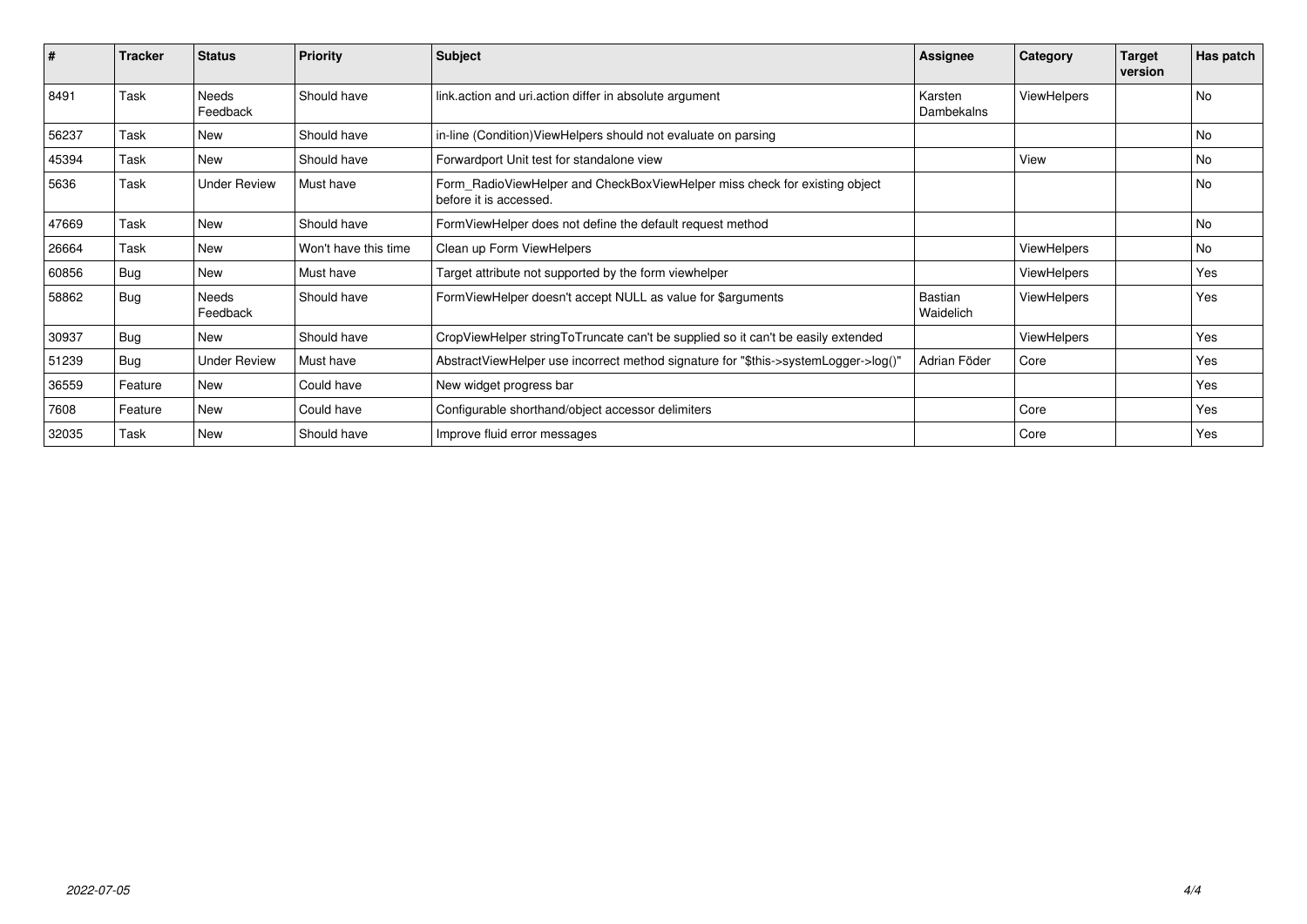| # | Tracker | Status | Priority | Subject | Assignee | Category | Target version | Has patch |
|---|---|---|---|---|---|---|---|---|
| 8491 | Task | Needs Feedback | Should have | link.action and uri.action differ in absolute argument | Karsten Dambekalns | ViewHelpers | | No |
| 56237 | Task | New | Should have | in-line (Condition)ViewHelpers should not evaluate on parsing | | | | No |
| 45394 | Task | New | Should have | Forwardport Unit test for standalone view | | View | | No |
| 5636 | Task | Under Review | Must have | Form_RadioViewHelper and CheckBoxViewHelper miss check for existing object before it is accessed. | | | | No |
| 47669 | Task | New | Should have | FormViewHelper does not define the default request method | | | | No |
| 26664 | Task | New | Won't have this time | Clean up Form ViewHelpers | | ViewHelpers | | No |
| 60856 | Bug | New | Must have | Target attribute not supported by the form viewhelper | | ViewHelpers | | Yes |
| 58862 | Bug | Needs Feedback | Should have | FormViewHelper doesn't accept NULL as value for $arguments | Bastian Waidelich | ViewHelpers | | Yes |
| 30937 | Bug | New | Should have | CropViewHelper stringToTruncate can't be supplied so it can't be easily extended | | ViewHelpers | | Yes |
| 51239 | Bug | Under Review | Must have | AbstractViewHelper use incorrect method signature for "$this->systemLogger->log()" | Adrian Föder | Core | | Yes |
| 36559 | Feature | New | Could have | New widget progress bar | | | | Yes |
| 7608 | Feature | New | Could have | Configurable shorthand/object accessor delimiters | | Core | | Yes |
| 32035 | Task | New | Should have | Improve fluid error messages | | Core | | Yes |

*2022-07-05*